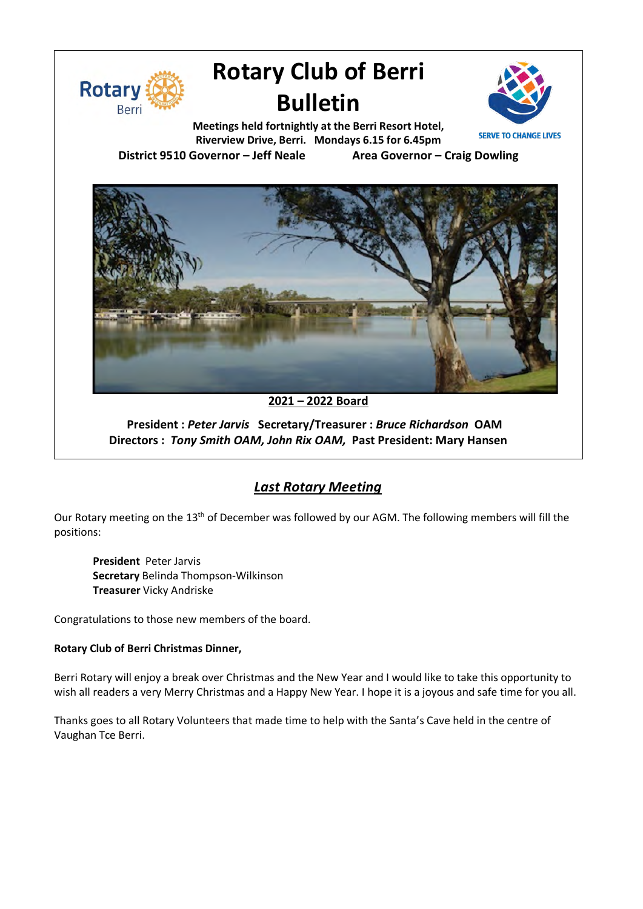# Rotary Club of Berri Bulletin

**Meetings held fortnightly at the Berri Resort Hotel, Riverview Drive, Berri. Mondays 6.15 for 6.45pm**

SERVE TO CHANGE LIVES

**District 9510 Governor – Jeff Neale** **Area Governor – Craig Dowling**

**2021 – 2022 Board**

**President :** ***Peter Jarvis*** **Secretary/Treasurer :** ***Bruce Richardson*** **OAM**
**Directors :** ***Tony Smith OAM, John Rix OAM,*** **Past President: Mary Hansen**

## *Last Rotary Meeting*

Our Rotary meeting on the 13th of December was followed by our AGM. The following members will fill the positions:

**President** Peter Jarvis
**Secretary** Belinda Thompson-Wilkinson
**Treasurer** Vicky Andriske

Congratulations to those new members of the board.

**Rotary Club of Berri Christmas Dinner,**

Berri Rotary will enjoy a break over Christmas and the New Year and I would like to take this opportunity to wish all readers a very Merry Christmas and a Happy New Year. I hope it is a joyous and safe time for you all.

Thanks goes to all Rotary Volunteers that made time to help with the Santa's Cave held in the centre of Vaughan Tce Berri.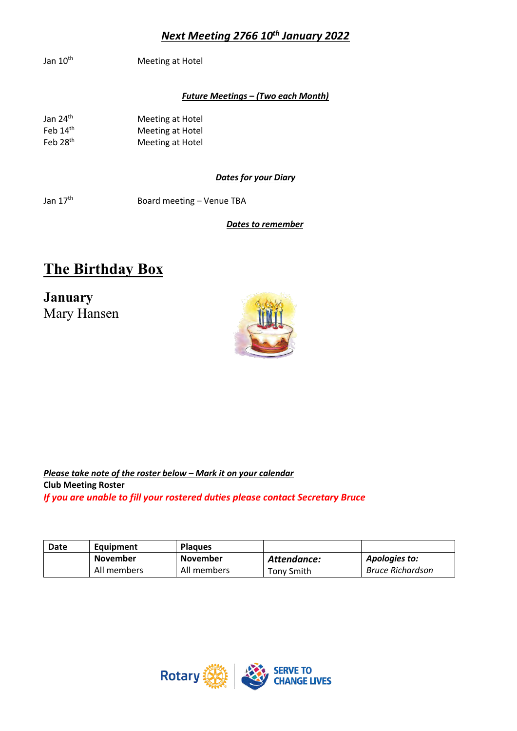***Next Meeting 2766 10th January 2022***

Jan 10th Meeting at Hotel

***Future Meetings – (Two each Month)***

Jan 24th Meeting at Hotel
Feb 14th Meeting at Hotel
Feb 28th Meeting at Hotel

***Dates for your Diary***

Jan 17th Board meeting – Venue TBA

***Dates to remember***

# The Birthday Box

**January**
Mary Hansen

***Please take note of the roster below – Mark it on your calendar***
**Club Meeting Roster**
*If you are unable to fill your rostered duties please contact Secretary Bruce*

| Date | Equipment | Plaques | | |
|---|---|---|---|---|
| | **November**<br>All members | **November**<br>All members | ***Attendance:***<br>Tony Smith | ***Apologies to:***<br>*Bruce Richardson* |

Rotary | SERVE TO CHANGE LIVES